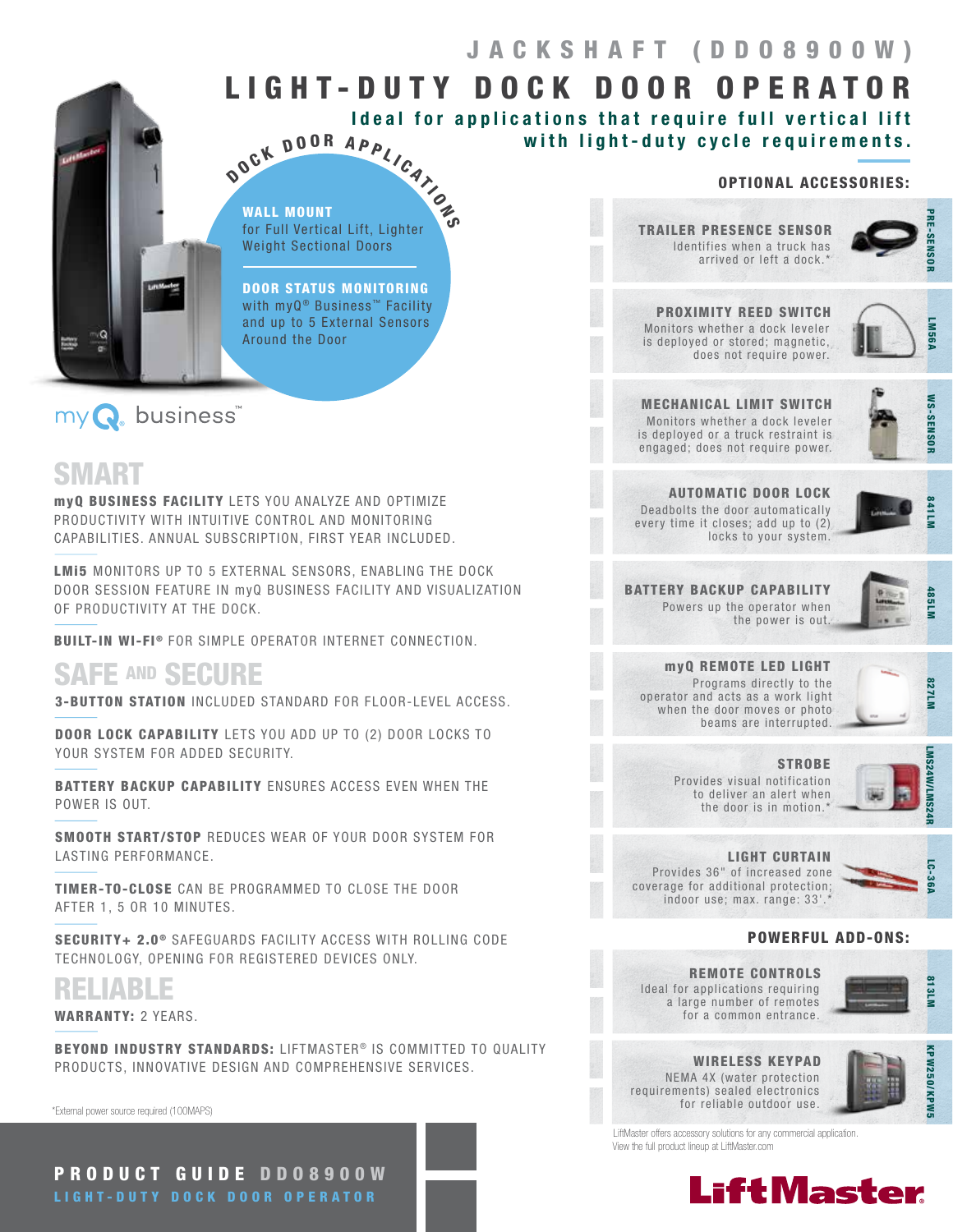# JACKSHAFT (DD08900W)

# LIGHT-DUTY DOCK DOOR OPERATOR

**Ideal for applications that require full vertical lift with light-duty cycle requirements.**

## DOCK DOOR APPLICATIONS

**WALL MOUNT**
for Full Vertical Lift, Lighter Weight Sectional Doors

**DOOR STATUS MONITORING**
with myQ® Business™ Facility and up to 5 External Sensors Around the Door

myQ business™

## SMART

**myQ BUSINESS FACILITY** LETS YOU ANALYZE AND OPTIMIZE PRODUCTIVITY WITH INTUITIVE CONTROL AND MONITORING CAPABILITIES. ANNUAL SUBSCRIPTION, FIRST YEAR INCLUDED.

**LMi5** MONITORS UP TO 5 EXTERNAL SENSORS, ENABLING THE DOCK DOOR SESSION FEATURE IN myQ BUSINESS FACILITY AND VISUALIZATION OF PRODUCTIVITY AT THE DOCK.

**BUILT-IN WI-FI®** FOR SIMPLE OPERATOR INTERNET CONNECTION.

## SAFE AND SECURE

**3-BUTTON STATION** INCLUDED STANDARD FOR FLOOR-LEVEL ACCESS.

**DOOR LOCK CAPABILITY** LETS YOU ADD UP TO (2) DOOR LOCKS TO YOUR SYSTEM FOR ADDED SECURITY.

**BATTERY BACKUP CAPABILITY** ENSURES ACCESS EVEN WHEN THE POWER IS OUT.

**SMOOTH START/STOP** REDUCES WEAR OF YOUR DOOR SYSTEM FOR LASTING PERFORMANCE.

**TIMER-TO-CLOSE** CAN BE PROGRAMMED TO CLOSE THE DOOR AFTER 1, 5 OR 10 MINUTES.

**SECURITY+ 2.0®** SAFEGUARDS FACILITY ACCESS WITH ROLLING CODE TECHNOLOGY, OPENING FOR REGISTERED DEVICES ONLY.

## RELIABLE

**WARRANTY:** 2 YEARS.

**BEYOND INDUSTRY STANDARDS:** LIFTMASTER® IS COMMITTED TO QUALITY PRODUCTS, INNOVATIVE DESIGN AND COMPREHENSIVE SERVICES.

*External power source required (100MAPS)

## OPTIONAL ACCESSORIES:

**TRAILER PRESENCE SENSOR** (PRE-SENSOR)
Identifies when a truck has arrived or left a dock.*

**PROXIMITY REED SWITCH** (LM56A)
Monitors whether a dock leveler is deployed or stored; magnetic, does not require power.

**MECHANICAL LIMIT SWITCH** (WS-SENSOR)
Monitors whether a dock leveler is deployed or a truck restraint is engaged; does not require power.

**AUTOMATIC DOOR LOCK** (841LM)
Deadbolts the door automatically every time it closes; add up to (2) locks to your system.

**BATTERY BACKUP CAPABILITY** (485LM)
Powers up the operator when the power is out.

**myQ REMOTE LED LIGHT** (827LM)
Programs directly to the operator and acts as a work light when the door moves or photo beams are interrupted.

**STROBE** (LMS24W/LMS24R)
Provides visual notification to deliver an alert when the door is in motion.*

**LIGHT CURTAIN** (LC-36A)
Provides 36" of increased zone coverage for additional protection; indoor use; max. range: 33'.*

## POWERFUL ADD-ONS:

**REMOTE CONTROLS** (813LM)
Ideal for applications requiring a large number of remotes for a common entrance.

**WIRELESS KEYPAD** (KPW250/KPW5)
NEMA 4X (water protection requirements) sealed electronics for reliable outdoor use.

LiftMaster offers accessory solutions for any commercial application. View the full product lineup at LiftMaster.com

**PRODUCT GUIDE DD08900W**
LIGHT-DUTY DOCK DOOR OPERATOR

LiftMaster®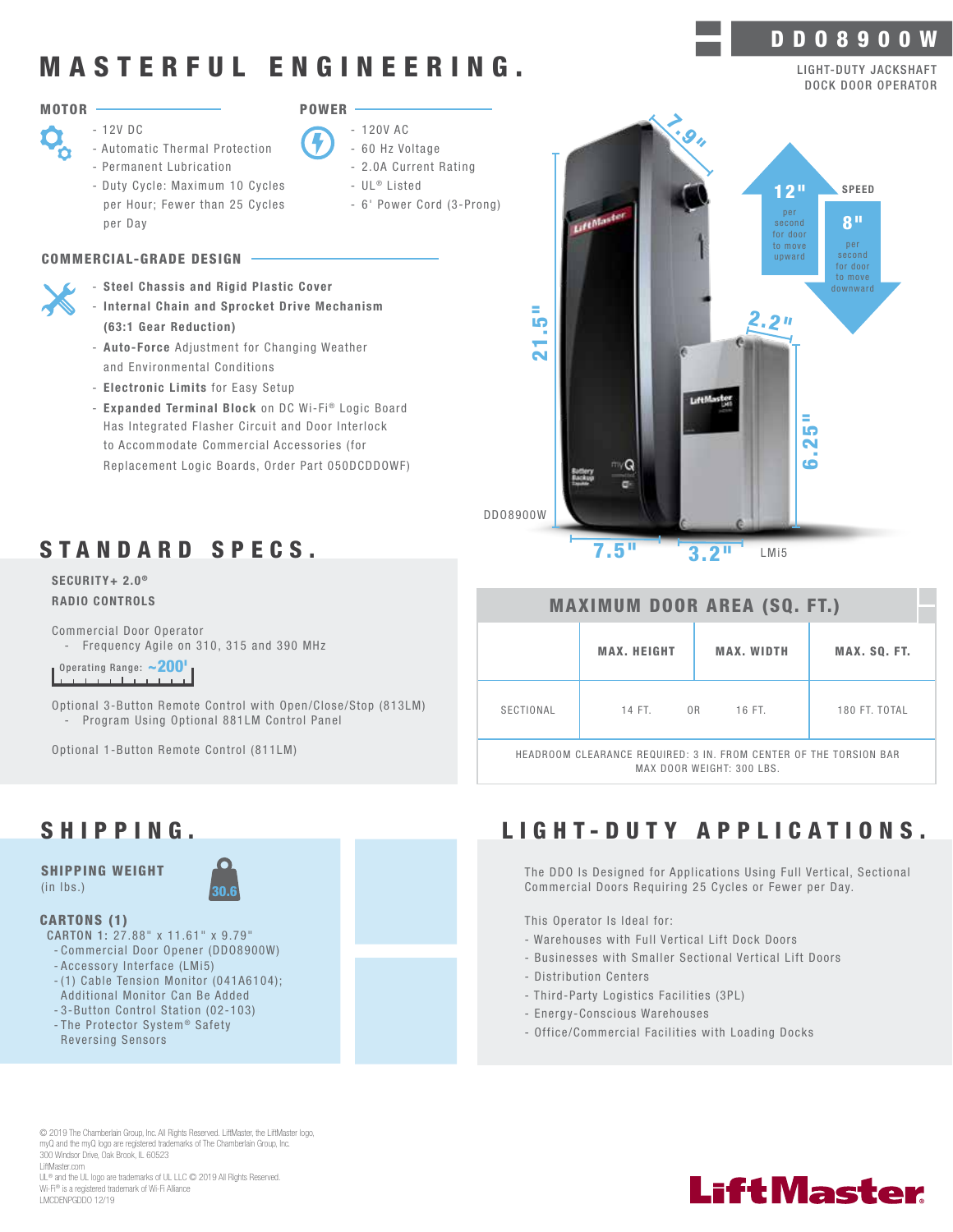# MASTERFUL ENGINEERING.

**DD08900W**

LIGHT-DUTY JACKSHAFT DOCK DOOR OPERATOR

## MOTOR

- 12V DC
- Automatic Thermal Protection
- Permanent Lubrication
- Duty Cycle: Maximum 10 Cycles per Hour; Fewer than 25 Cycles per Day

## POWER

- 120V AC
- 60 Hz Voltage
- 2.0A Current Rating
- UL® Listed
- 6' Power Cord (3-Prong)

## COMMERCIAL-GRADE DESIGN

- **Steel Chassis and Rigid Plastic Cover**
- **Internal Chain and Sprocket Drive Mechanism (63:1 Gear Reduction)**
- **Auto-Force** Adjustment for Changing Weather and Environmental Conditions
- **Electronic Limits** for Easy Setup
- **Expanded Terminal Block** on DC Wi-Fi® Logic Board Has Integrated Flasher Circuit and Door Interlock to Accommodate Commercial Accessories (for Replacement Logic Boards, Order Part 050DCDDOWF)

7.9"

21.5"

7.5"

DD08900W

2.2"

6.25"

3.2"

LMi5

SPEED

12" per second for door to move upward

8" per second for door to move downward

# STANDARD SPECS.

**SECURITY+ 2.0®**

**RADIO CONTROLS**

Commercial Door Operator
- Frequency Agile on 310, 315 and 390 MHz

Operating Range: ~200'

Optional 3-Button Remote Control with Open/Close/Stop (813LM)
- Program Using Optional 881LM Control Panel

Optional 1-Button Remote Control (811LM)

## MAXIMUM DOOR AREA (SQ. FT.)

| | MAX. HEIGHT | MAX. WIDTH | MAX. SQ. FT. |
|---|---|---|---|
| SECTIONAL | 14 FT. OR | 16 FT. | 180 FT. TOTAL |

HEADROOM CLEARANCE REQUIRED: 3 IN. FROM CENTER OF THE TORSION BAR
MAX DOOR WEIGHT: 300 LBS.

# SHIPPING.

**SHIPPING WEIGHT**
(in lbs.)

30.6

**CARTONS (1)**

CARTON 1: 27.88" x 11.61" x 9.79"
- Commercial Door Opener (DD08900W)
- Accessory Interface (LMi5)
- (1) Cable Tension Monitor (041A6104); Additional Monitor Can Be Added
- 3-Button Control Station (02-103)
- The Protector System® Safety Reversing Sensors

# LIGHT-DUTY APPLICATIONS.

The DDO Is Designed for Applications Using Full Vertical, Sectional Commercial Doors Requiring 25 Cycles or Fewer per Day.

This Operator Is Ideal for:
- Warehouses with Full Vertical Lift Dock Doors
- Businesses with Smaller Sectional Vertical Lift Doors
- Distribution Centers
- Third-Party Logistics Facilities (3PL)
- Energy-Conscious Warehouses
- Office/Commercial Facilities with Loading Docks

© 2019 The Chamberlain Group, Inc. All Rights Reserved. LiftMaster, the LiftMaster logo, myQ and the myQ logo are registered trademarks of The Chamberlain Group, Inc.
300 Windsor Drive, Oak Brook, IL 60523
LiftMaster.com
UL® and the UL logo are trademarks of UL LLC © 2019 All Rights Reserved.
Wi-Fi® is a registered trademark of Wi-Fi Alliance
LMCDENPGDDO 12/19

LiftMaster